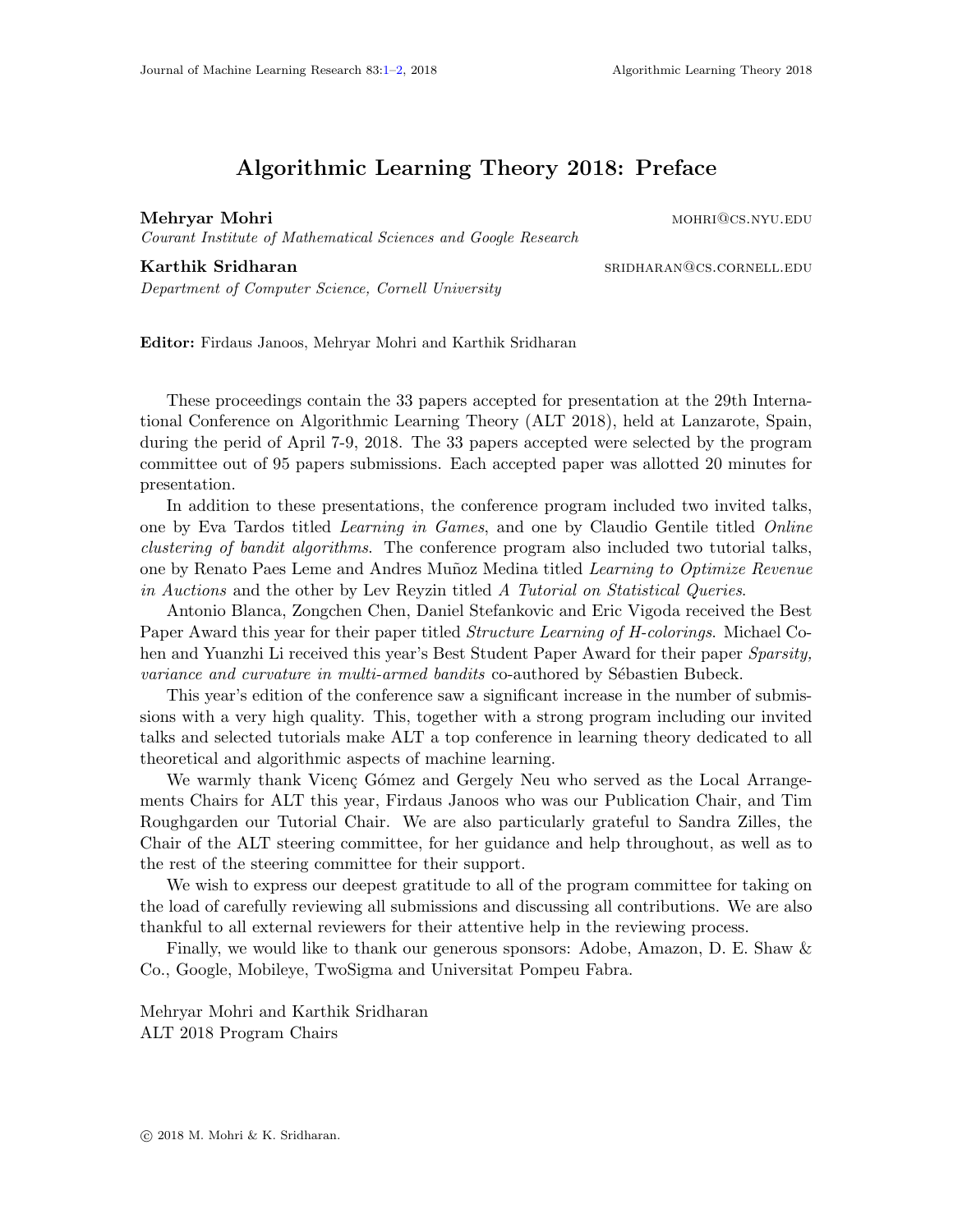# Algorithmic Learning Theory 2018: Preface

**Mehryar Mohri** MOHRI@CS.NYU.EDU
*Courant Institute of Mathematical Sciences and Google Research*

**Karthik Sridharan** SRIDHARAN@CS.CORNELL.EDU
*Department of Computer Science, Cornell University*

**Editor:** Firdaus Janoos, Mehryar Mohri and Karthik Sridharan

These proceedings contain the 33 papers accepted for presentation at the 29th International Conference on Algorithmic Learning Theory (ALT 2018), held at Lanzarote, Spain, during the perid of April 7-9, 2018. The 33 papers accepted were selected by the program committee out of 95 papers submissions. Each accepted paper was allotted 20 minutes for presentation.

In addition to these presentations, the conference program included two invited talks, one by Eva Tardos titled *Learning in Games*, and one by Claudio Gentile titled *Online clustering of bandit algorithms*. The conference program also included two tutorial talks, one by Renato Paes Leme and Andres Muñoz Medina titled *Learning to Optimize Revenue in Auctions* and the other by Lev Reyzin titled *A Tutorial on Statistical Queries*.

Antonio Blanca, Zongchen Chen, Daniel Stefankovic and Eric Vigoda received the Best Paper Award this year for their paper titled *Structure Learning of H-colorings*. Michael Cohen and Yuanzhi Li received this year's Best Student Paper Award for their paper *Sparsity, variance and curvature in multi-armed bandits* co-authored by Sébastien Bubeck.

This year's edition of the conference saw a significant increase in the number of submissions with a very high quality. This, together with a strong program including our invited talks and selected tutorials make ALT a top conference in learning theory dedicated to all theoretical and algorithmic aspects of machine learning.

We warmly thank Vicenç Gómez and Gergely Neu who served as the Local Arrangements Chairs for ALT this year, Firdaus Janoos who was our Publication Chair, and Tim Roughgarden our Tutorial Chair. We are also particularly grateful to Sandra Zilles, the Chair of the ALT steering committee, for her guidance and help throughout, as well as to the rest of the steering committee for their support.

We wish to express our deepest gratitude to all of the program committee for taking on the load of carefully reviewing all submissions and discussing all contributions. We are also thankful to all external reviewers for their attentive help in the reviewing process.

Finally, we would like to thank our generous sponsors: Adobe, Amazon, D. E. Shaw & Co., Google, Mobileye, TwoSigma and Universitat Pompeu Fabra.

Mehryar Mohri and Karthik Sridharan
ALT 2018 Program Chairs

© 2018 M. Mohri & K. Sridharan.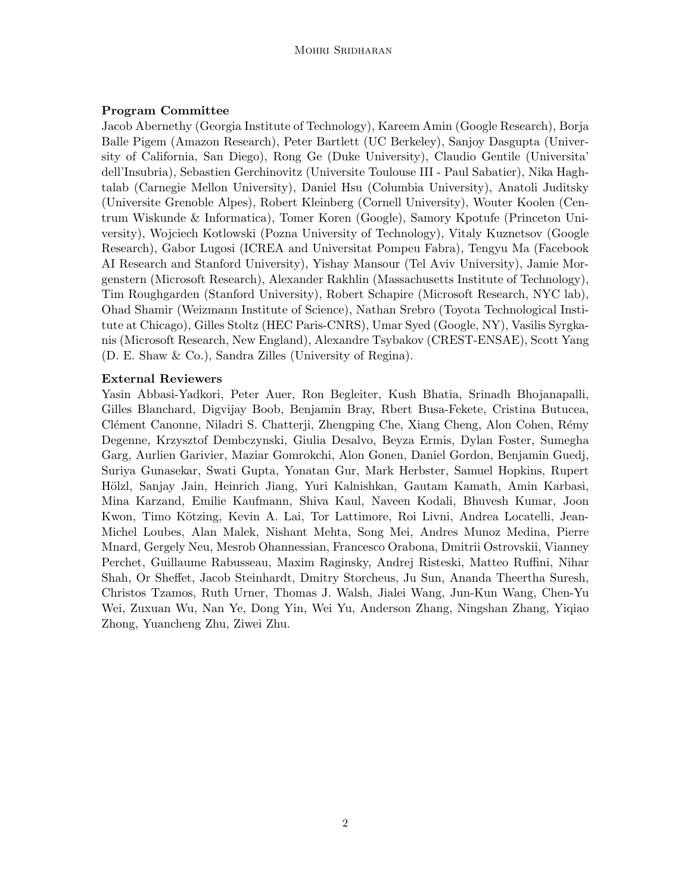**Program Committee**

Jacob Abernethy (Georgia Institute of Technology), Kareem Amin (Google Research), Borja Balle Pigem (Amazon Research), Peter Bartlett (UC Berkeley), Sanjoy Dasgupta (University of California, San Diego), Rong Ge (Duke University), Claudio Gentile (Universita' dell'Insubria), Sebastien Gerchinovitz (Universite Toulouse III - Paul Sabatier), Nika Haghtalab (Carnegie Mellon University), Daniel Hsu (Columbia University), Anatoli Juditsky (Universite Grenoble Alpes), Robert Kleinberg (Cornell University), Wouter Koolen (Centrum Wiskunde & Informatica), Tomer Koren (Google), Samory Kpotufe (Princeton University), Wojciech Kotlowski (Pozna University of Technology), Vitaly Kuznetsov (Google Research), Gabor Lugosi (ICREA and Universitat Pompeu Fabra), Tengyu Ma (Facebook AI Research and Stanford University), Yishay Mansour (Tel Aviv University), Jamie Morgenstern (Microsoft Research), Alexander Rakhlin (Massachusetts Institute of Technology), Tim Roughgarden (Stanford University), Robert Schapire (Microsoft Research, NYC lab), Ohad Shamir (Weizmann Institute of Science), Nathan Srebro (Toyota Technological Institute at Chicago), Gilles Stoltz (HEC Paris-CNRS), Umar Syed (Google, NY), Vasilis Syrgkanis (Microsoft Research, New England), Alexandre Tsybakov (CREST-ENSAE), Scott Yang (D. E. Shaw & Co.), Sandra Zilles (University of Regina).

**External Reviewers**

Yasin Abbasi-Yadkori, Peter Auer, Ron Begleiter, Kush Bhatia, Srinadh Bhojanapalli, Gilles Blanchard, Digvijay Boob, Benjamin Bray, Rbert Busa-Fekete, Cristina Butucea, Clément Canonne, Niladri S. Chatterji, Zhengping Che, Xiang Cheng, Alon Cohen, Rémy Degenne, Krzysztof Dembczynski, Giulia Desalvo, Beyza Ermis, Dylan Foster, Sumegha Garg, Aurlien Garivier, Maziar Gomrokchi, Alon Gonen, Daniel Gordon, Benjamin Guedj, Suriya Gunasekar, Swati Gupta, Yonatan Gur, Mark Herbster, Samuel Hopkins, Rupert Hölzl, Sanjay Jain, Heinrich Jiang, Yuri Kalnishkan, Gautam Kamath, Amin Karbasi, Mina Karzand, Emilie Kaufmann, Shiva Kaul, Naveen Kodali, Bhuvesh Kumar, Joon Kwon, Timo Kötzing, Kevin A. Lai, Tor Lattimore, Roi Livni, Andrea Locatelli, Jean-Michel Loubes, Alan Malek, Nishant Mehta, Song Mei, Andres Munoz Medina, Pierre Mnard, Gergely Neu, Mesrob Ohannessian, Francesco Orabona, Dmitrii Ostrovskii, Vianney Perchet, Guillaume Rabusseau, Maxim Raginsky, Andrej Risteski, Matteo Ruffini, Nihar Shah, Or Sheffet, Jacob Steinhardt, Dmitry Storcheus, Ju Sun, Ananda Theertha Suresh, Christos Tzamos, Ruth Urner, Thomas J. Walsh, Jialei Wang, Jun-Kun Wang, Chen-Yu Wei, Zuxuan Wu, Nan Ye, Dong Yin, Wei Yu, Anderson Zhang, Ningshan Zhang, Yiqiao Zhong, Yuancheng Zhu, Ziwei Zhu.